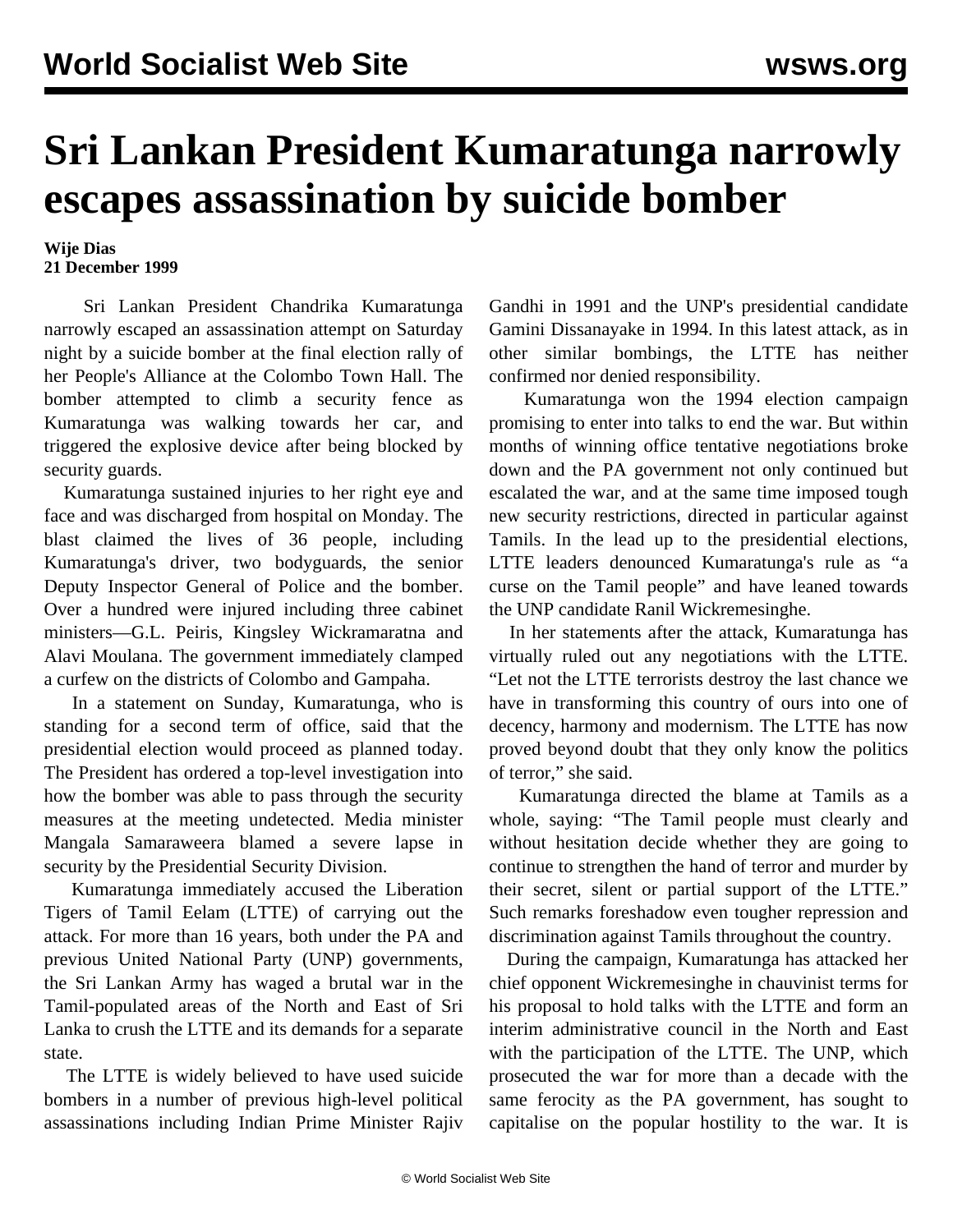# Sri Lankan President Kumaratunga narrowly escapes assassination by suicide bomber

**Wije Dias**
**21 December 1999**

Sri Lankan President Chandrika Kumaratunga narrowly escaped an assassination attempt on Saturday night by a suicide bomber at the final election rally of her People's Alliance at the Colombo Town Hall. The bomber attempted to climb a security fence as Kumaratunga was walking towards her car, and triggered the explosive device after being blocked by security guards.

Kumaratunga sustained injuries to her right eye and face and was discharged from hospital on Monday. The blast claimed the lives of 36 people, including Kumaratunga's driver, two bodyguards, the senior Deputy Inspector General of Police and the bomber. Over a hundred were injured including three cabinet ministers—G.L. Peiris, Kingsley Wickramaratna and Alavi Moulana. The government immediately clamped a curfew on the districts of Colombo and Gampaha.

In a statement on Sunday, Kumaratunga, who is standing for a second term of office, said that the presidential election would proceed as planned today. The President has ordered a top-level investigation into how the bomber was able to pass through the security measures at the meeting undetected. Media minister Mangala Samaraweera blamed a severe lapse in security by the Presidential Security Division.

Kumaratunga immediately accused the Liberation Tigers of Tamil Eelam (LTTE) of carrying out the attack. For more than 16 years, both under the PA and previous United National Party (UNP) governments, the Sri Lankan Army has waged a brutal war in the Tamil-populated areas of the North and East of Sri Lanka to crush the LTTE and its demands for a separate state.

The LTTE is widely believed to have used suicide bombers in a number of previous high-level political assassinations including Indian Prime Minister Rajiv Gandhi in 1991 and the UNP's presidential candidate Gamini Dissanayake in 1994. In this latest attack, as in other similar bombings, the LTTE has neither confirmed nor denied responsibility.

Kumaratunga won the 1994 election campaign promising to enter into talks to end the war. But within months of winning office tentative negotiations broke down and the PA government not only continued but escalated the war, and at the same time imposed tough new security restrictions, directed in particular against Tamils. In the lead up to the presidential elections, LTTE leaders denounced Kumaratunga's rule as "a curse on the Tamil people" and have leaned towards the UNP candidate Ranil Wickremesinghe.

In her statements after the attack, Kumaratunga has virtually ruled out any negotiations with the LTTE. "Let not the LTTE terrorists destroy the last chance we have in transforming this country of ours into one of decency, harmony and modernism. The LTTE has now proved beyond doubt that they only know the politics of terror," she said.

Kumaratunga directed the blame at Tamils as a whole, saying: "The Tamil people must clearly and without hesitation decide whether they are going to continue to strengthen the hand of terror and murder by their secret, silent or partial support of the LTTE." Such remarks foreshadow even tougher repression and discrimination against Tamils throughout the country.

During the campaign, Kumaratunga has attacked her chief opponent Wickremesinghe in chauvinist terms for his proposal to hold talks with the LTTE and form an interim administrative council in the North and East with the participation of the LTTE. The UNP, which prosecuted the war for more than a decade with the same ferocity as the PA government, has sought to capitalise on the popular hostility to the war. It is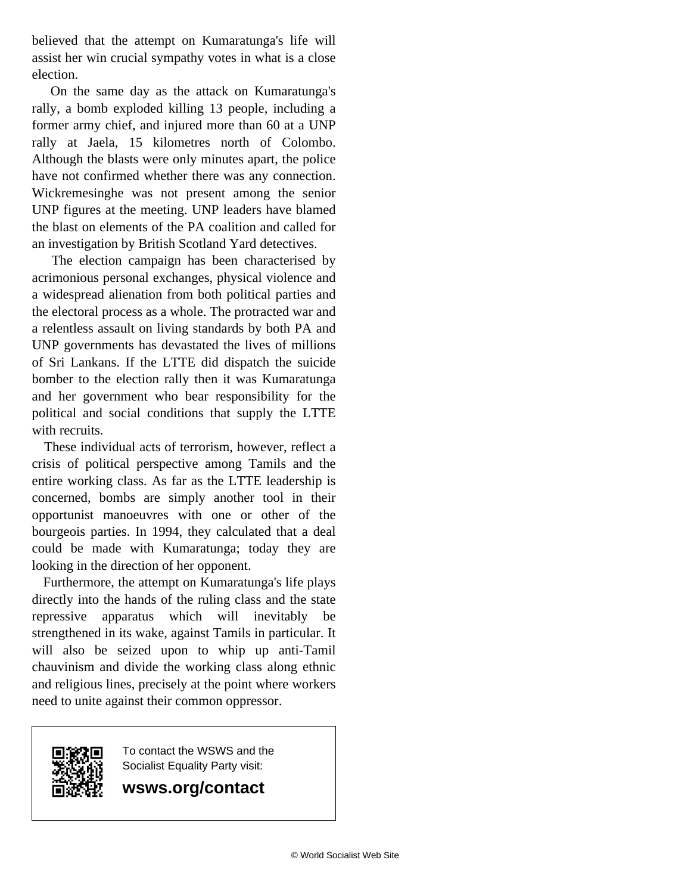believed that the attempt on Kumaratunga's life will assist her win crucial sympathy votes in what is a close election.

On the same day as the attack on Kumaratunga's rally, a bomb exploded killing 13 people, including a former army chief, and injured more than 60 at a UNP rally at Jaela, 15 kilometres north of Colombo. Although the blasts were only minutes apart, the police have not confirmed whether there was any connection. Wickremesinghe was not present among the senior UNP figures at the meeting. UNP leaders have blamed the blast on elements of the PA coalition and called for an investigation by British Scotland Yard detectives.

The election campaign has been characterised by acrimonious personal exchanges, physical violence and a widespread alienation from both political parties and the electoral process as a whole. The protracted war and a relentless assault on living standards by both PA and UNP governments has devastated the lives of millions of Sri Lankans. If the LTTE did dispatch the suicide bomber to the election rally then it was Kumaratunga and her government who bear responsibility for the political and social conditions that supply the LTTE with recruits.

These individual acts of terrorism, however, reflect a crisis of political perspective among Tamils and the entire working class. As far as the LTTE leadership is concerned, bombs are simply another tool in their opportunist manoeuvres with one or other of the bourgeois parties. In 1994, they calculated that a deal could be made with Kumaratunga; today they are looking in the direction of her opponent.

Furthermore, the attempt on Kumaratunga's life plays directly into the hands of the ruling class and the state repressive apparatus which will inevitably be strengthened in its wake, against Tamils in particular. It will also be seized upon to whip up anti-Tamil chauvinism and divide the working class along ethnic and religious lines, precisely at the point where workers need to unite against their common oppressor.

To contact the WSWS and the Socialist Equality Party visit:

**wsws.org/contact**